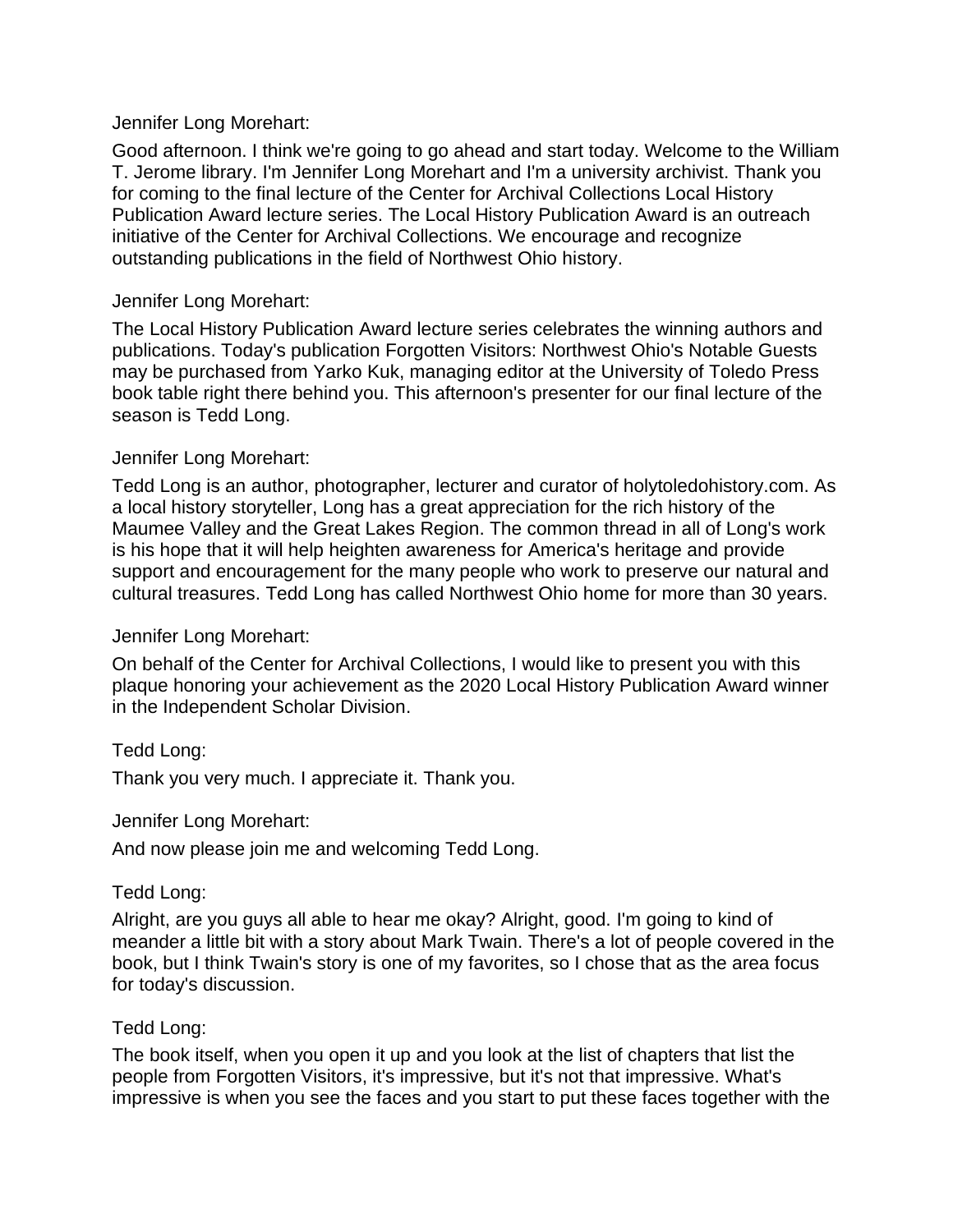Jennifer Long Morehart:

Good afternoon. I think we're going to go ahead and start today. Welcome to the William T. Jerome library. I'm Jennifer Long Morehart and I'm a university archivist. Thank you for coming to the final lecture of the Center for Archival Collections Local History Publication Award lecture series. The Local History Publication Award is an outreach initiative of the Center for Archival Collections. We encourage and recognize outstanding publications in the field of Northwest Ohio history.

Jennifer Long Morehart:

The Local History Publication Award lecture series celebrates the winning authors and publications. Today's publication Forgotten Visitors: Northwest Ohio's Notable Guests may be purchased from Yarko Kuk, managing editor at the University of Toledo Press book table right there behind you. This afternoon's presenter for our final lecture of the season is Tedd Long.

Jennifer Long Morehart:

Tedd Long is an author, photographer, lecturer and curator of holytoledohistory.com. As a local history storyteller, Long has a great appreciation for the rich history of the Maumee Valley and the Great Lakes Region. The common thread in all of Long's work is his hope that it will help heighten awareness for America's heritage and provide support and encouragement for the many people who work to preserve our natural and cultural treasures. Tedd Long has called Northwest Ohio home for more than 30 years.

Jennifer Long Morehart:

On behalf of the Center for Archival Collections, I would like to present you with this plaque honoring your achievement as the 2020 Local History Publication Award winner in the Independent Scholar Division.

Tedd Long:

Thank you very much. I appreciate it. Thank you.

Jennifer Long Morehart:

And now please join me and welcoming Tedd Long.

Tedd Long:

Alright, are you guys all able to hear me okay? Alright, good. I'm going to kind of meander a little bit with a story about Mark Twain. There's a lot of people covered in the book, but I think Twain's story is one of my favorites, so I chose that as the area focus for today's discussion.

Tedd Long:

The book itself, when you open it up and you look at the list of chapters that list the people from Forgotten Visitors, it's impressive, but it's not that impressive. What's impressive is when you see the faces and you start to put these faces together with the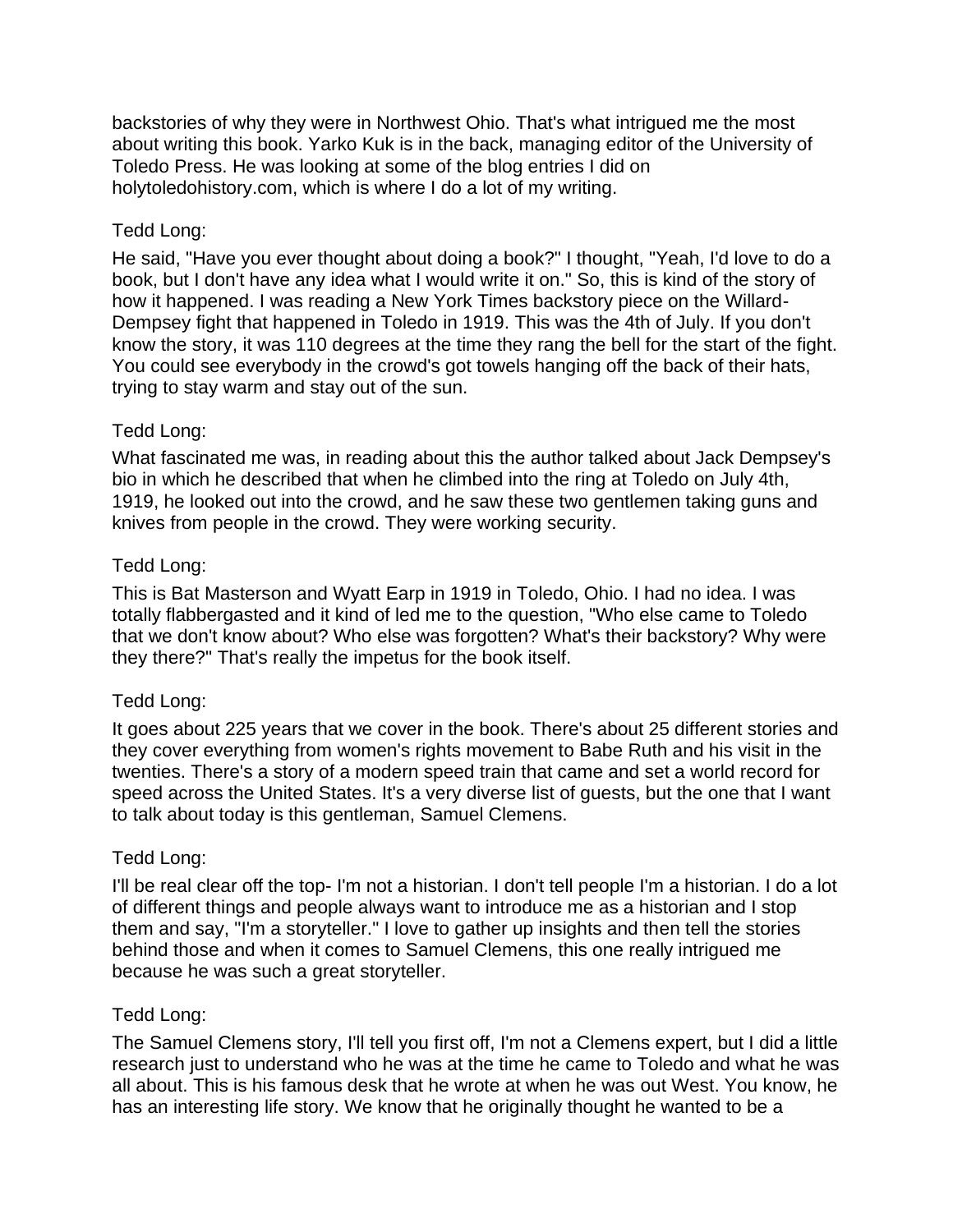backstories of why they were in Northwest Ohio. That's what intrigued me the most about writing this book. Yarko Kuk is in the back, managing editor of the University of Toledo Press. He was looking at some of the blog entries I did on holytoledohistory.com, which is where I do a lot of my writing.

Tedd Long:

He said, "Have you ever thought about doing a book?" I thought, "Yeah, I'd love to do a book, but I don't have any idea what I would write it on." So, this is kind of the story of how it happened. I was reading a New York Times backstory piece on the Willard-Dempsey fight that happened in Toledo in 1919. This was the 4th of July. If you don't know the story, it was 110 degrees at the time they rang the bell for the start of the fight. You could see everybody in the crowd's got towels hanging off the back of their hats, trying to stay warm and stay out of the sun.

Tedd Long:

What fascinated me was, in reading about this the author talked about Jack Dempsey's bio in which he described that when he climbed into the ring at Toledo on July 4th, 1919, he looked out into the crowd, and he saw these two gentlemen taking guns and knives from people in the crowd. They were working security.

Tedd Long:

This is Bat Masterson and Wyatt Earp in 1919 in Toledo, Ohio. I had no idea. I was totally flabbergasted and it kind of led me to the question, "Who else came to Toledo that we don't know about? Who else was forgotten? What's their backstory? Why were they there?" That's really the impetus for the book itself.

Tedd Long:

It goes about 225 years that we cover in the book. There's about 25 different stories and they cover everything from women's rights movement to Babe Ruth and his visit in the twenties. There's a story of a modern speed train that came and set a world record for speed across the United States. It's a very diverse list of guests, but the one that I want to talk about today is this gentleman, Samuel Clemens.

Tedd Long:

I'll be real clear off the top- I'm not a historian. I don't tell people I'm a historian. I do a lot of different things and people always want to introduce me as a historian and I stop them and say, "I'm a storyteller." I love to gather up insights and then tell the stories behind those and when it comes to Samuel Clemens, this one really intrigued me because he was such a great storyteller.

Tedd Long:

The Samuel Clemens story, I'll tell you first off, I'm not a Clemens expert, but I did a little research just to understand who he was at the time he came to Toledo and what he was all about. This is his famous desk that he wrote at when he was out West. You know, he has an interesting life story. We know that he originally thought he wanted to be a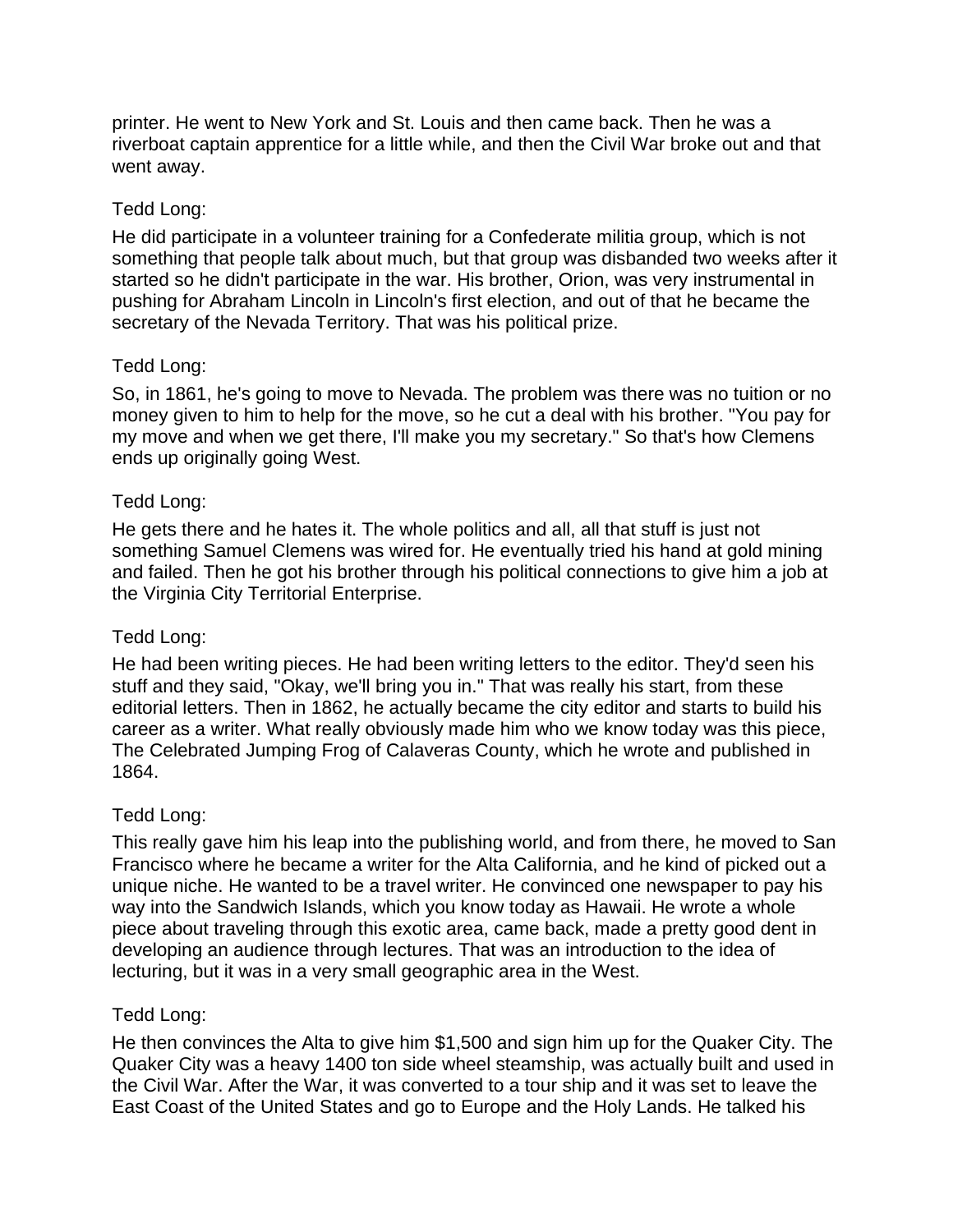printer. He went to New York and St. Louis and then came back. Then he was a riverboat captain apprentice for a little while, and then the Civil War broke out and that went away.

Tedd Long:

He did participate in a volunteer training for a Confederate militia group, which is not something that people talk about much, but that group was disbanded two weeks after it started so he didn't participate in the war. His brother, Orion, was very instrumental in pushing for Abraham Lincoln in Lincoln's first election, and out of that he became the secretary of the Nevada Territory. That was his political prize.

Tedd Long:

So, in 1861, he's going to move to Nevada. The problem was there was no tuition or no money given to him to help for the move, so he cut a deal with his brother. "You pay for my move and when we get there, I'll make you my secretary." So that's how Clemens ends up originally going West.

Tedd Long:

He gets there and he hates it. The whole politics and all, all that stuff is just not something Samuel Clemens was wired for. He eventually tried his hand at gold mining and failed. Then he got his brother through his political connections to give him a job at the Virginia City Territorial Enterprise.

Tedd Long:

He had been writing pieces. He had been writing letters to the editor. They'd seen his stuff and they said, "Okay, we'll bring you in." That was really his start, from these editorial letters. Then in 1862, he actually became the city editor and starts to build his career as a writer. What really obviously made him who we know today was this piece, The Celebrated Jumping Frog of Calaveras County, which he wrote and published in 1864.

Tedd Long:

This really gave him his leap into the publishing world, and from there, he moved to San Francisco where he became a writer for the Alta California, and he kind of picked out a unique niche. He wanted to be a travel writer. He convinced one newspaper to pay his way into the Sandwich Islands, which you know today as Hawaii. He wrote a whole piece about traveling through this exotic area, came back, made a pretty good dent in developing an audience through lectures. That was an introduction to the idea of lecturing, but it was in a very small geographic area in the West.

Tedd Long:

He then convinces the Alta to give him $1,500 and sign him up for the Quaker City. The Quaker City was a heavy 1400 ton side wheel steamship, was actually built and used in the Civil War. After the War, it was converted to a tour ship and it was set to leave the East Coast of the United States and go to Europe and the Holy Lands. He talked his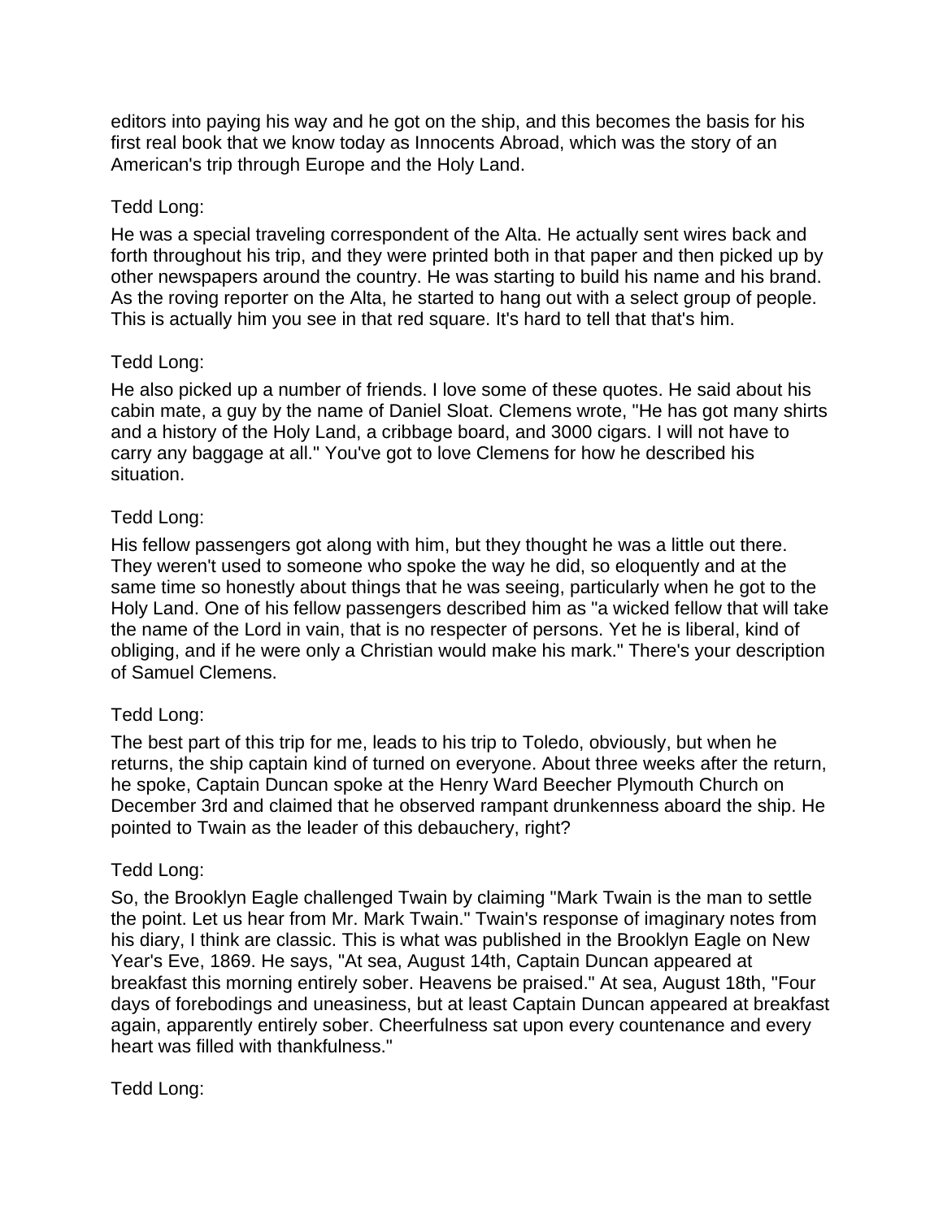editors into paying his way and he got on the ship, and this becomes the basis for his first real book that we know today as Innocents Abroad, which was the story of an American's trip through Europe and the Holy Land.

Tedd Long:

He was a special traveling correspondent of the Alta. He actually sent wires back and forth throughout his trip, and they were printed both in that paper and then picked up by other newspapers around the country. He was starting to build his name and his brand. As the roving reporter on the Alta, he started to hang out with a select group of people. This is actually him you see in that red square. It's hard to tell that that's him.

Tedd Long:

He also picked up a number of friends. I love some of these quotes. He said about his cabin mate, a guy by the name of Daniel Sloat. Clemens wrote, "He has got many shirts and a history of the Holy Land, a cribbage board, and 3000 cigars. I will not have to carry any baggage at all." You've got to love Clemens for how he described his situation.

Tedd Long:

His fellow passengers got along with him, but they thought he was a little out there. They weren't used to someone who spoke the way he did, so eloquently and at the same time so honestly about things that he was seeing, particularly when he got to the Holy Land. One of his fellow passengers described him as "a wicked fellow that will take the name of the Lord in vain, that is no respecter of persons. Yet he is liberal, kind of obliging, and if he were only a Christian would make his mark." There's your description of Samuel Clemens.

Tedd Long:

The best part of this trip for me, leads to his trip to Toledo, obviously, but when he returns, the ship captain kind of turned on everyone. About three weeks after the return, he spoke, Captain Duncan spoke at the Henry Ward Beecher Plymouth Church on December 3rd and claimed that he observed rampant drunkenness aboard the ship. He pointed to Twain as the leader of this debauchery, right?

Tedd Long:

So, the Brooklyn Eagle challenged Twain by claiming "Mark Twain is the man to settle the point. Let us hear from Mr. Mark Twain." Twain's response of imaginary notes from his diary, I think are classic. This is what was published in the Brooklyn Eagle on New Year's Eve, 1869. He says, "At sea, August 14th, Captain Duncan appeared at breakfast this morning entirely sober. Heavens be praised." At sea, August 18th, "Four days of forebodings and uneasiness, but at least Captain Duncan appeared at breakfast again, apparently entirely sober. Cheerfulness sat upon every countenance and every heart was filled with thankfulness."

Tedd Long: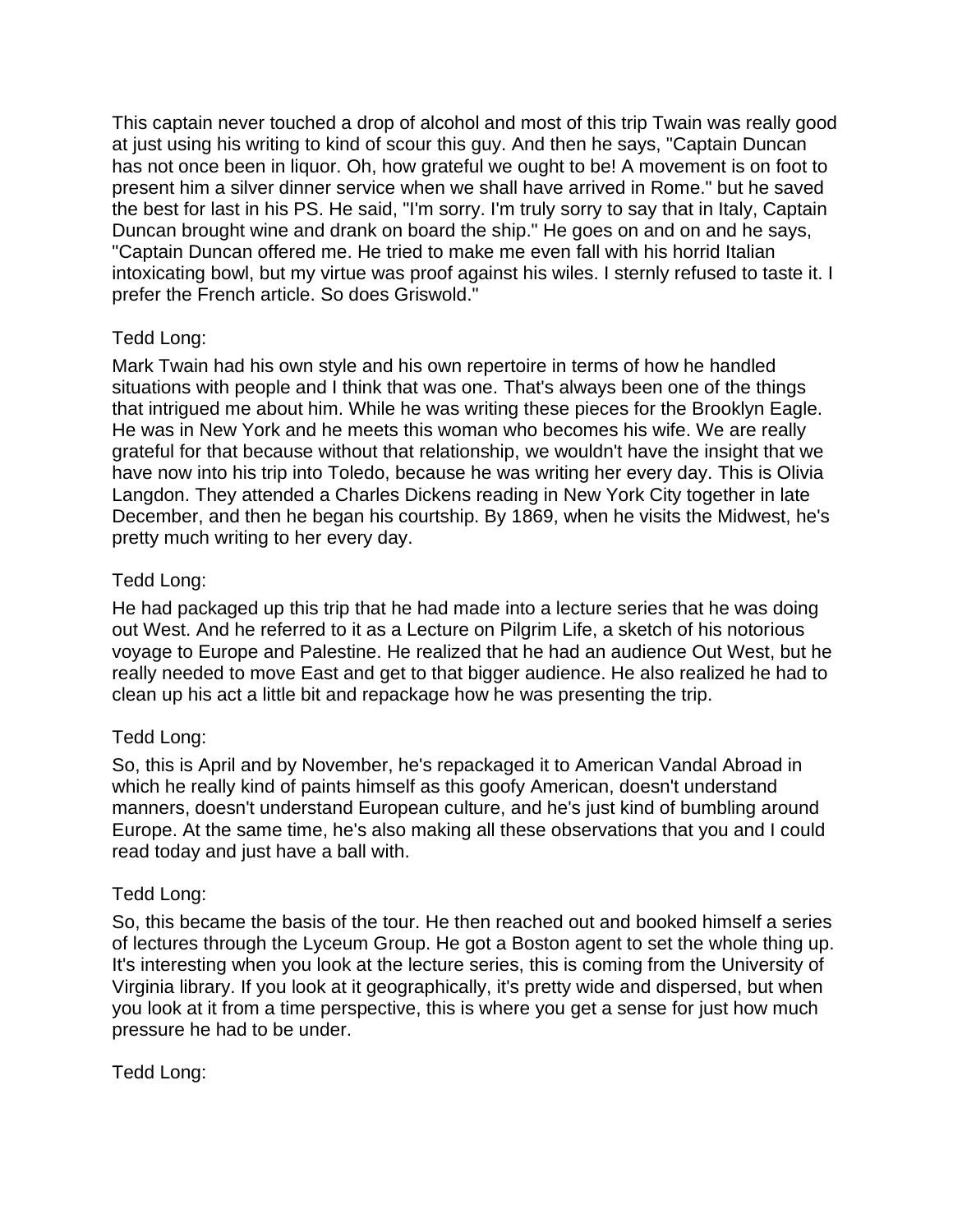This captain never touched a drop of alcohol and most of this trip Twain was really good at just using his writing to kind of scour this guy. And then he says, "Captain Duncan has not once been in liquor. Oh, how grateful we ought to be! A movement is on foot to present him a silver dinner service when we shall have arrived in Rome." but he saved the best for last in his PS. He said, "I'm sorry. I'm truly sorry to say that in Italy, Captain Duncan brought wine and drank on board the ship." He goes on and on and he says, "Captain Duncan offered me. He tried to make me even fall with his horrid Italian intoxicating bowl, but my virtue was proof against his wiles. I sternly refused to taste it. I prefer the French article. So does Griswold."

Tedd Long:

Mark Twain had his own style and his own repertoire in terms of how he handled situations with people and I think that was one. That's always been one of the things that intrigued me about him. While he was writing these pieces for the Brooklyn Eagle. He was in New York and he meets this woman who becomes his wife. We are really grateful for that because without that relationship, we wouldn't have the insight that we have now into his trip into Toledo, because he was writing her every day. This is Olivia Langdon. They attended a Charles Dickens reading in New York City together in late December, and then he began his courtship. By 1869, when he visits the Midwest, he's pretty much writing to her every day.

Tedd Long:

He had packaged up this trip that he had made into a lecture series that he was doing out West. And he referred to it as a Lecture on Pilgrim Life, a sketch of his notorious voyage to Europe and Palestine. He realized that he had an audience Out West, but he really needed to move East and get to that bigger audience. He also realized he had to clean up his act a little bit and repackage how he was presenting the trip.

Tedd Long:

So, this is April and by November, he's repackaged it to American Vandal Abroad in which he really kind of paints himself as this goofy American, doesn't understand manners, doesn't understand European culture, and he's just kind of bumbling around Europe. At the same time, he's also making all these observations that you and I could read today and just have a ball with.

Tedd Long:

So, this became the basis of the tour. He then reached out and booked himself a series of lectures through the Lyceum Group. He got a Boston agent to set the whole thing up. It's interesting when you look at the lecture series, this is coming from the University of Virginia library. If you look at it geographically, it's pretty wide and dispersed, but when you look at it from a time perspective, this is where you get a sense for just how much pressure he had to be under.

Tedd Long: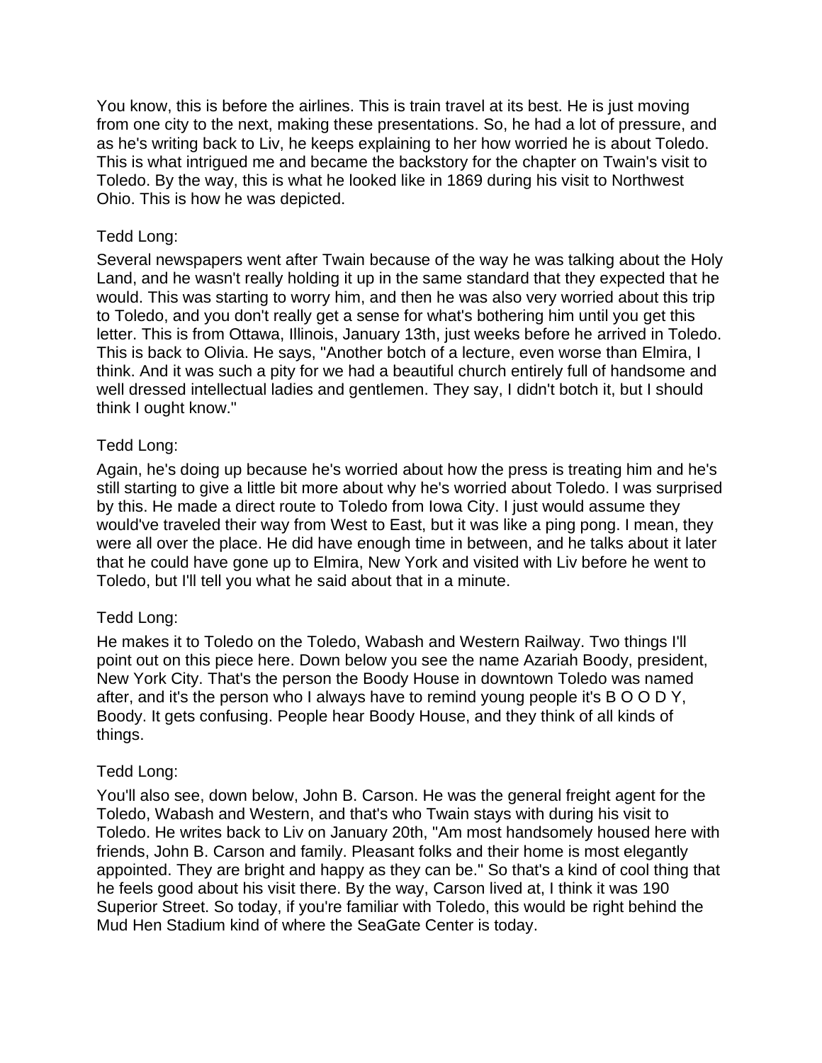You know, this is before the airlines. This is train travel at its best. He is just moving from one city to the next, making these presentations. So, he had a lot of pressure, and as he's writing back to Liv, he keeps explaining to her how worried he is about Toledo. This is what intrigued me and became the backstory for the chapter on Twain's visit to Toledo. By the way, this is what he looked like in 1869 during his visit to Northwest Ohio. This is how he was depicted.

Tedd Long:

Several newspapers went after Twain because of the way he was talking about the Holy Land, and he wasn't really holding it up in the same standard that they expected that he would. This was starting to worry him, and then he was also very worried about this trip to Toledo, and you don't really get a sense for what's bothering him until you get this letter. This is from Ottawa, Illinois, January 13th, just weeks before he arrived in Toledo. This is back to Olivia. He says, "Another botch of a lecture, even worse than Elmira, I think. And it was such a pity for we had a beautiful church entirely full of handsome and well dressed intellectual ladies and gentlemen. They say, I didn't botch it, but I should think I ought know."

Tedd Long:

Again, he's doing up because he's worried about how the press is treating him and he's still starting to give a little bit more about why he's worried about Toledo. I was surprised by this. He made a direct route to Toledo from Iowa City. I just would assume they would've traveled their way from West to East, but it was like a ping pong. I mean, they were all over the place. He did have enough time in between, and he talks about it later that he could have gone up to Elmira, New York and visited with Liv before he went to Toledo, but I'll tell you what he said about that in a minute.

Tedd Long:

He makes it to Toledo on the Toledo, Wabash and Western Railway. Two things I'll point out on this piece here. Down below you see the name Azariah Boody, president, New York City. That's the person the Boody House in downtown Toledo was named after, and it's the person who I always have to remind young people it's B O O D Y, Boody. It gets confusing. People hear Boody House, and they think of all kinds of things.

Tedd Long:

You'll also see, down below, John B. Carson. He was the general freight agent for the Toledo, Wabash and Western, and that's who Twain stays with during his visit to Toledo. He writes back to Liv on January 20th, "Am most handsomely housed here with friends, John B. Carson and family. Pleasant folks and their home is most elegantly appointed. They are bright and happy as they can be." So that's a kind of cool thing that he feels good about his visit there. By the way, Carson lived at, I think it was 190 Superior Street. So today, if you're familiar with Toledo, this would be right behind the Mud Hen Stadium kind of where the SeaGate Center is today.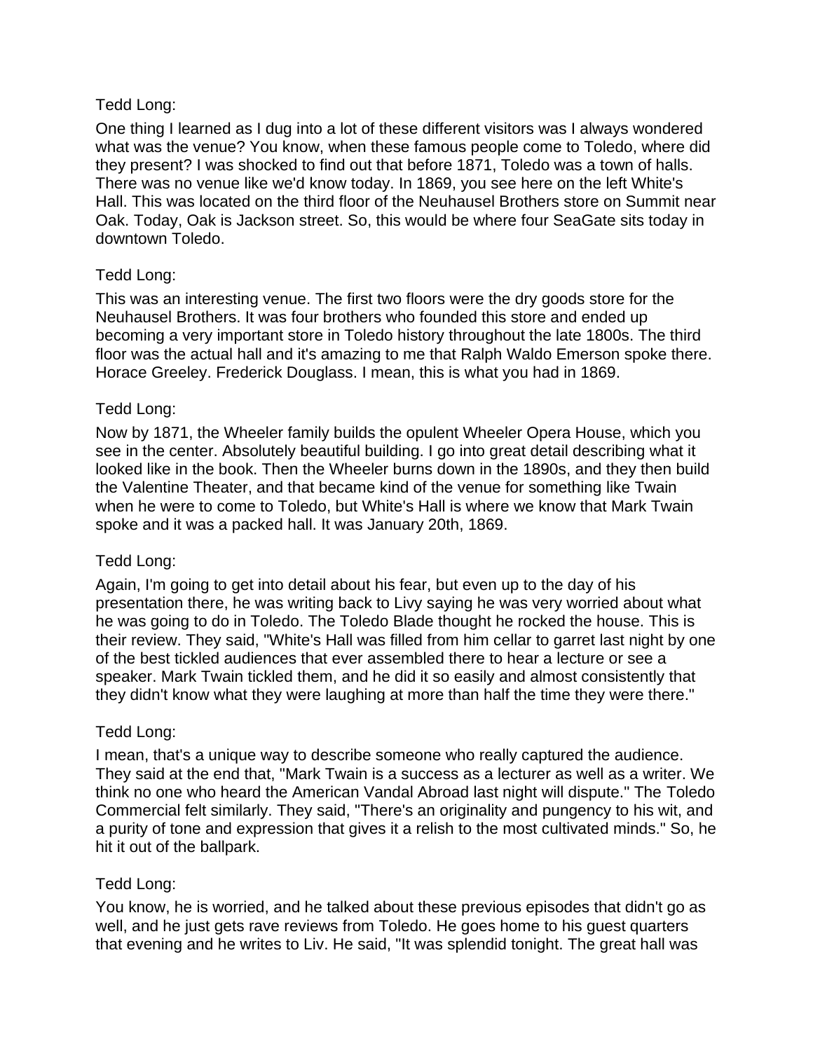Tedd Long:

One thing I learned as I dug into a lot of these different visitors was I always wondered what was the venue? You know, when these famous people come to Toledo, where did they present? I was shocked to find out that before 1871, Toledo was a town of halls. There was no venue like we'd know today. In 1869, you see here on the left White's Hall. This was located on the third floor of the Neuhausel Brothers store on Summit near Oak. Today, Oak is Jackson street. So, this would be where four SeaGate sits today in downtown Toledo.

Tedd Long:

This was an interesting venue. The first two floors were the dry goods store for the Neuhausel Brothers. It was four brothers who founded this store and ended up becoming a very important store in Toledo history throughout the late 1800s. The third floor was the actual hall and it's amazing to me that Ralph Waldo Emerson spoke there. Horace Greeley. Frederick Douglass. I mean, this is what you had in 1869.

Tedd Long:

Now by 1871, the Wheeler family builds the opulent Wheeler Opera House, which you see in the center. Absolutely beautiful building. I go into great detail describing what it looked like in the book. Then the Wheeler burns down in the 1890s, and they then build the Valentine Theater, and that became kind of the venue for something like Twain when he were to come to Toledo, but White's Hall is where we know that Mark Twain spoke and it was a packed hall. It was January 20th, 1869.

Tedd Long:

Again, I'm going to get into detail about his fear, but even up to the day of his presentation there, he was writing back to Livy saying he was very worried about what he was going to do in Toledo. The Toledo Blade thought he rocked the house. This is their review. They said, "White's Hall was filled from him cellar to garret last night by one of the best tickled audiences that ever assembled there to hear a lecture or see a speaker. Mark Twain tickled them, and he did it so easily and almost consistently that they didn't know what they were laughing at more than half the time they were there."

Tedd Long:

I mean, that's a unique way to describe someone who really captured the audience. They said at the end that, "Mark Twain is a success as a lecturer as well as a writer. We think no one who heard the American Vandal Abroad last night will dispute." The Toledo Commercial felt similarly. They said, "There's an originality and pungency to his wit, and a purity of tone and expression that gives it a relish to the most cultivated minds." So, he hit it out of the ballpark.

Tedd Long:

You know, he is worried, and he talked about these previous episodes that didn't go as well, and he just gets rave reviews from Toledo. He goes home to his guest quarters that evening and he writes to Liv. He said, "It was splendid tonight. The great hall was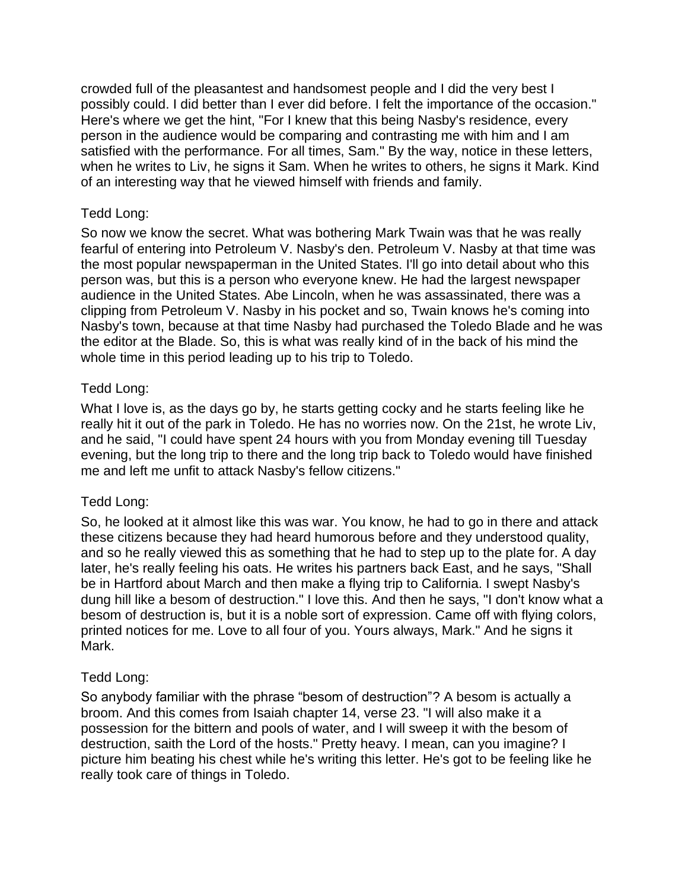crowded full of the pleasantest and handsomest people and I did the very best I possibly could. I did better than I ever did before. I felt the importance of the occasion." Here's where we get the hint, "For I knew that this being Nasby's residence, every person in the audience would be comparing and contrasting me with him and I am satisfied with the performance. For all times, Sam." By the way, notice in these letters, when he writes to Liv, he signs it Sam. When he writes to others, he signs it Mark. Kind of an interesting way that he viewed himself with friends and family.

Tedd Long:

So now we know the secret. What was bothering Mark Twain was that he was really fearful of entering into Petroleum V. Nasby's den. Petroleum V. Nasby at that time was the most popular newspaperman in the United States. I'll go into detail about who this person was, but this is a person who everyone knew. He had the largest newspaper audience in the United States. Abe Lincoln, when he was assassinated, there was a clipping from Petroleum V. Nasby in his pocket and so, Twain knows he's coming into Nasby's town, because at that time Nasby had purchased the Toledo Blade and he was the editor at the Blade. So, this is what was really kind of in the back of his mind the whole time in this period leading up to his trip to Toledo.

Tedd Long:

What I love is, as the days go by, he starts getting cocky and he starts feeling like he really hit it out of the park in Toledo. He has no worries now. On the 21st, he wrote Liv, and he said, "I could have spent 24 hours with you from Monday evening till Tuesday evening, but the long trip to there and the long trip back to Toledo would have finished me and left me unfit to attack Nasby's fellow citizens."

Tedd Long:

So, he looked at it almost like this was war. You know, he had to go in there and attack these citizens because they had heard humorous before and they understood quality, and so he really viewed this as something that he had to step up to the plate for. A day later, he's really feeling his oats. He writes his partners back East, and he says, "Shall be in Hartford about March and then make a flying trip to California. I swept Nasby's dung hill like a besom of destruction." I love this. And then he says, "I don't know what a besom of destruction is, but it is a noble sort of expression. Came off with flying colors, printed notices for me. Love to all four of you. Yours always, Mark." And he signs it Mark.

Tedd Long:

So anybody familiar with the phrase "besom of destruction"? A besom is actually a broom. And this comes from Isaiah chapter 14, verse 23. "I will also make it a possession for the bittern and pools of water, and I will sweep it with the besom of destruction, saith the Lord of the hosts." Pretty heavy. I mean, can you imagine? I picture him beating his chest while he's writing this letter. He's got to be feeling like he really took care of things in Toledo.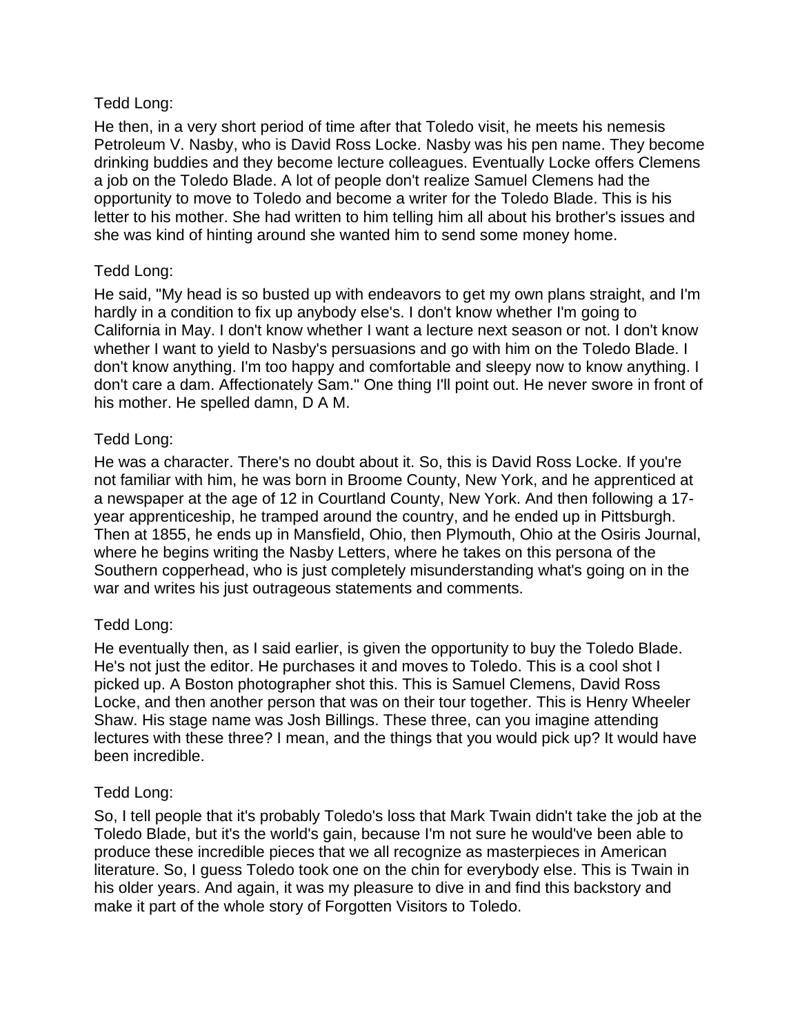Tedd Long:

He then, in a very short period of time after that Toledo visit, he meets his nemesis Petroleum V. Nasby, who is David Ross Locke. Nasby was his pen name. They become drinking buddies and they become lecture colleagues. Eventually Locke offers Clemens a job on the Toledo Blade. A lot of people don't realize Samuel Clemens had the opportunity to move to Toledo and become a writer for the Toledo Blade. This is his letter to his mother. She had written to him telling him all about his brother's issues and she was kind of hinting around she wanted him to send some money home.

Tedd Long:

He said, "My head is so busted up with endeavors to get my own plans straight, and I'm hardly in a condition to fix up anybody else's. I don't know whether I'm going to California in May. I don't know whether I want a lecture next season or not. I don't know whether I want to yield to Nasby's persuasions and go with him on the Toledo Blade. I don't know anything. I'm too happy and comfortable and sleepy now to know anything. I don't care a dam. Affectionately Sam." One thing I'll point out. He never swore in front of his mother. He spelled damn, D A M.

Tedd Long:

He was a character. There's no doubt about it. So, this is David Ross Locke. If you're not familiar with him, he was born in Broome County, New York, and he apprenticed at a newspaper at the age of 12 in Courtland County, New York. And then following a 17-year apprenticeship, he tramped around the country, and he ended up in Pittsburgh. Then at 1855, he ends up in Mansfield, Ohio, then Plymouth, Ohio at the Osiris Journal, where he begins writing the Nasby Letters, where he takes on this persona of the Southern copperhead, who is just completely misunderstanding what's going on in the war and writes his just outrageous statements and comments.

Tedd Long:

He eventually then, as I said earlier, is given the opportunity to buy the Toledo Blade. He's not just the editor. He purchases it and moves to Toledo. This is a cool shot I picked up. A Boston photographer shot this. This is Samuel Clemens, David Ross Locke, and then another person that was on their tour together. This is Henry Wheeler Shaw. His stage name was Josh Billings. These three, can you imagine attending lectures with these three? I mean, and the things that you would pick up? It would have been incredible.

Tedd Long:

So, I tell people that it's probably Toledo's loss that Mark Twain didn't take the job at the Toledo Blade, but it's the world's gain, because I'm not sure he would've been able to produce these incredible pieces that we all recognize as masterpieces in American literature. So, I guess Toledo took one on the chin for everybody else. This is Twain in his older years. And again, it was my pleasure to dive in and find this backstory and make it part of the whole story of Forgotten Visitors to Toledo.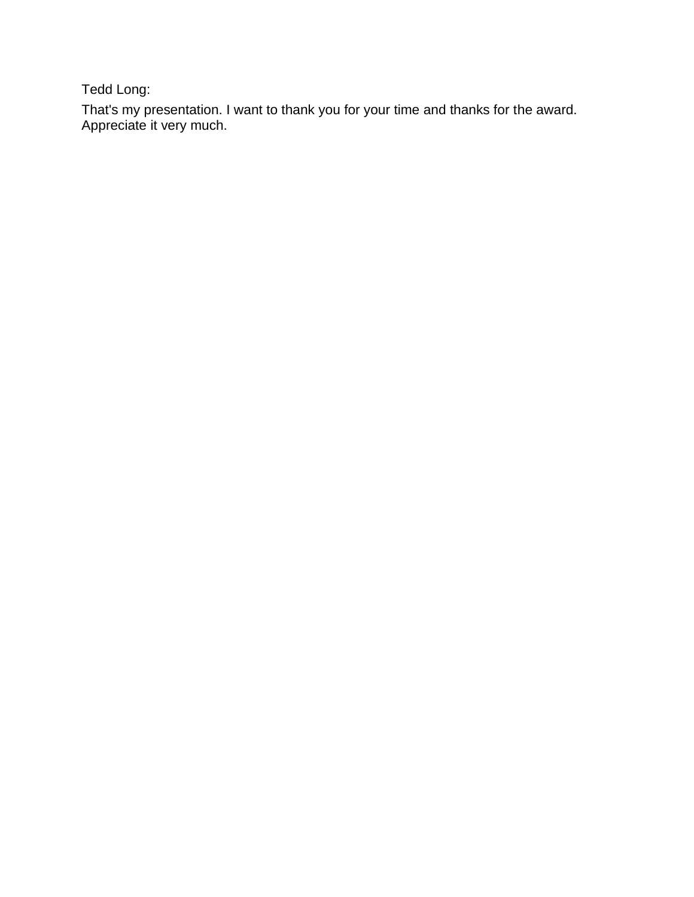Tedd Long:

That's my presentation. I want to thank you for your time and thanks for the award. Appreciate it very much.